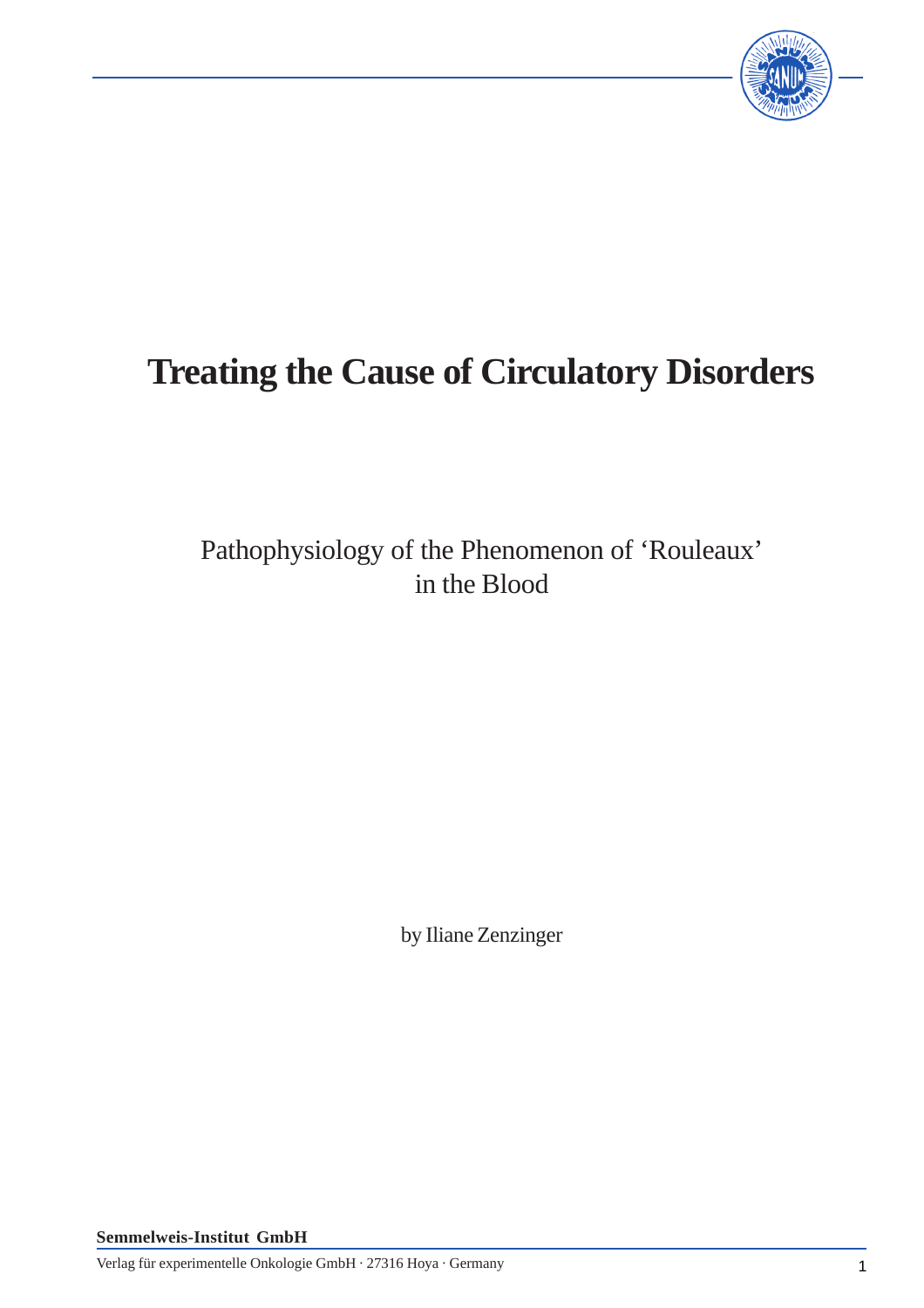# Treating the Cause of Circulatory Disorders

Pathophysiology of the Phenomenon of 'Rouleaux' in the Blood

by Iliane Zenzinger

**Semmelweis-Institut GmbH**

Verlag für experimentelle Onkologie GmbH · 27316 Hoya · Germany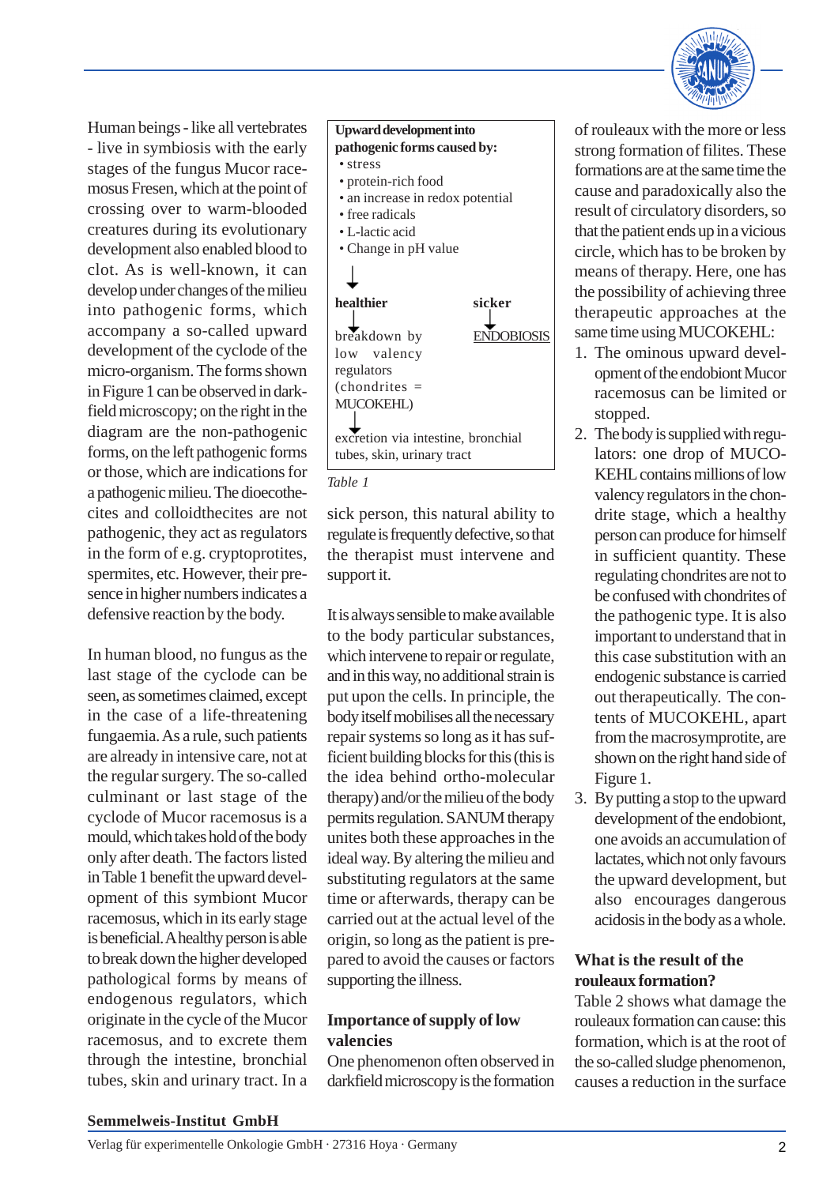Human beings - like all vertebrates - live in symbiosis with the early stages of the fungus Mucor racemosus Fresen, which at the point of crossing over to warm-blooded creatures during its evolutionary development also enabled blood to clot. As is well-known, it can develop under changes of the milieu into pathogenic forms, which accompany a so-called upward development of the cyclode of the micro-organism. The forms shown in Figure 1 can be observed in darkfield microscopy; on the right in the diagram are the non-pathogenic forms, on the left pathogenic forms or those, which are indications for a pathogenic milieu. The dioecothecites and colloidthecites are not pathogenic, they act as regulators in the form of e.g. cryptoprotites, spermites, etc. However, their presence in higher numbers indicates a defensive reaction by the body.

In human blood, no fungus as the last stage of the cyclode can be seen, as sometimes claimed, except in the case of a life-threatening fungaemia. As a rule, such patients are already in intensive care, not at the regular surgery. The so-called culminant or last stage of the cyclode of Mucor racemosus is a mould, which takes hold of the body only after death. The factors listed in Table 1 benefit the upward development of this symbiont Mucor racemosus, which in its early stage is beneficial. A healthy person is able to break down the higher developed pathological forms by means of endogenous regulators, which originate in the cycle of the Mucor racemosus, and to excrete them through the intestine, bronchial tubes, skin and urinary tract. In a sick person, this natural ability to regulate is frequently defective, so that the therapist must intervene and support it.

**Upward development into pathogenic forms caused by:**

- stress
- protein-rich food
- an increase in redox potential
- free radicals
- L-lactic acid
- Change in pH value

↓

| **healthier** | **sicker** |
|---|---|
| ↓ | ↓ |
| breakdown by low valency regulators (chondrites = MUCOKEHL) | ENDOBIOSIS |
| ↓ | |
| excretion via intestine, bronchial tubes, skin, urinary tract | |

*Table 1*

It is always sensible to make available to the body particular substances, which intervene to repair or regulate, and in this way, no additional strain is put upon the cells. In principle, the body itself mobilises all the necessary repair systems so long as it has sufficient building blocks for this (this is the idea behind ortho-molecular therapy) and/or the milieu of the body permits regulation. SANUM therapy unites both these approaches in the ideal way. By altering the milieu and substituting regulators at the same time or afterwards, therapy can be carried out at the actual level of the origin, so long as the patient is prepared to avoid the causes or factors supporting the illness.

## Importance of supply of low valencies

One phenomenon often observed in darkfield microscopy is the formation of rouleaux with the more or less strong formation of filites. These formations are at the same time the cause and paradoxically also the result of circulatory disorders, so that the patient ends up in a vicious circle, which has to be broken by means of therapy. Here, one has the possibility of achieving three therapeutic approaches at the same time using MUCOKEHL:

1. The ominous upward development of the endobiont Mucor racemosus can be limited or stopped.
2. The body is supplied with regulators: one drop of MUCOKEHL contains millions of low valency regulators in the chondrite stage, which a healthy person can produce for himself in sufficient quantity. These regulating chondrites are not to be confused with chondrites of the pathogenic type. It is also important to understand that in this case substitution with an endogenic substance is carried out therapeutically. The contents of MUCOKEHL, apart from the macrosymprotite, are shown on the right hand side of Figure 1.
3. By putting a stop to the upward development of the endobiont, one avoids an accumulation of lactates, which not only favours the upward development, but also encourages dangerous acidosis in the body as a whole.

## What is the result of the rouleaux formation?

Table 2 shows what damage the rouleaux formation can cause: this formation, which is at the root of the so-called sludge phenomenon, causes a reduction in the surface

**Semmelweis-Institut GmbH**

Verlag für experimentelle Onkologie GmbH · 27316 Hoya · Germany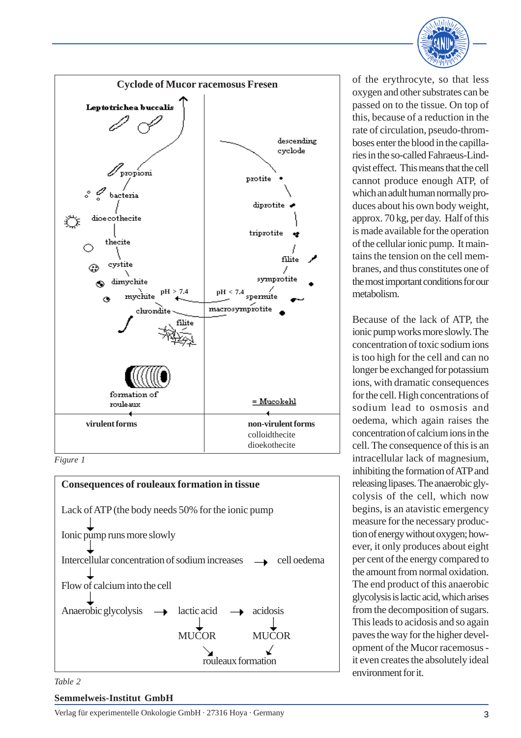**Cyclode of Mucor racemosus Fresen**

| virulent forms | non-virulent forms |
|---|---|
| Leptotrichea buccalis, propioni, bacteria, dioecothecite, thecite, cystite, dimychite, mychite (pH > 7.4), chrondite, filite, formation of rouleaux | descending cyclode, protite, diprotite, triprotite, filite, symprotite, spermite (pH < 7.4), macrosymprotite, = Mucokehl |
| | colloidthecite, dioekothecite |

*Figure 1*

**Consequences of rouleaux formation in tissue**

Lack of ATP (the body needs 50% for the ionic pump
↓
Ionic pump runs more slowly
↓
Intercellular concentration of sodium increases → cell oedema
↓
Flow of calcium into the cell
↓
Anaerobic glycolysis → lactic acid → acidosis

lactic acid ↓ MUCOR; acidosis ↓ MUCOR

MUCOR ↘ ↙ MUCOR → rouleaux formation

*Table 2*

of the erythrocyte, so that less oxygen and other substrates can be passed on to the tissue. On top of this, because of a reduction in the rate of circulation, pseudo-thromboses enter the blood in the capillaries in the so-called Fahraeus-Lindqvist effect. This means that the cell cannot produce enough ATP, of which an adult human normally produces about his own body weight, approx. 70 kg, per day. Half of this is made available for the operation of the cellular ionic pump. It maintains the tension on the cell membranes, and thus constitutes one of the most important conditions for our metabolism.

Because of the lack of ATP, the ionic pump works more slowly. The concentration of toxic sodium ions is too high for the cell and can no longer be exchanged for potassium ions, with dramatic consequences for the cell. High concentrations of sodium lead to osmosis and oedema, which again raises the concentration of calcium ions in the cell. The consequence of this is an intracellular lack of magnesium, inhibiting the formation of ATP and releasing lipases. The anaerobic glycolysis of the cell, which now begins, is an atavistic emergency measure for the necessary production of energy without oxygen; however, it only produces about eight per cent of the energy compared to the amount from normal oxidation. The end product of this anaerobic glycolysis is lactic acid, which arises from the decomposition of sugars. This leads to acidosis and so again paves the way for the higher development of the Mucor racemosus - it even creates the absolutely ideal environment for it.

**Semmelweis-Institut GmbH**

Verlag für experimentelle Onkologie GmbH · 27316 Hoya · Germany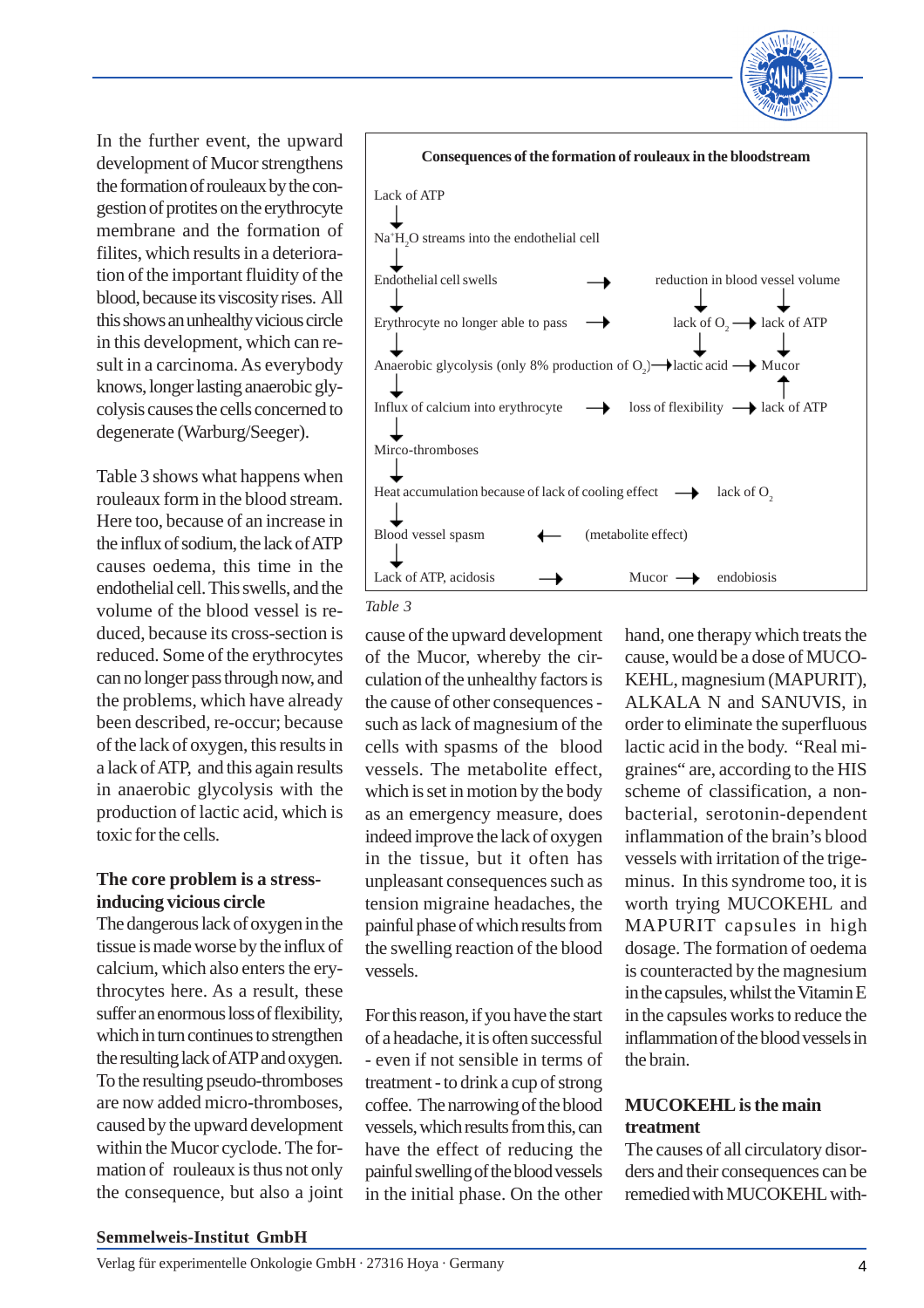In the further event, the upward development of Mucor strengthens the formation of rouleaux by the congestion of protites on the erythrocyte membrane and the formation of filites, which results in a deterioration of the important fluidity of the blood, because its viscosity rises. All this shows an unhealthy vicious circle in this development, which can result in a carcinoma. As everybody knows, longer lasting anaerobic glycolysis causes the cells concerned to degenerate (Warburg/Seeger).

Table 3 shows what happens when rouleaux form in the blood stream. Here too, because of an increase in the influx of sodium, the lack of ATP causes oedema, this time in the endothelial cell. This swells, and the volume of the blood vessel is reduced, because its cross-section is reduced. Some of the erythrocytes can no longer pass through now, and the problems, which have already been described, re-occur; because of the lack of oxygen, this results in a lack of ATP, and this again results in anaerobic glycolysis with the production of lactic acid, which is toxic for the cells.

**Consequences of the formation of rouleaux in the bloodstream**

| | | |
|---|---|---|
| Lack of ATP | | |
| ↓ | | |
| $Na^{+}H_2O$ streams into the endothelial cell | | |
| ↓ | | |
| Endothelial cell swells | → | reduction in blood vessel volume |
| ↓ | | ↓ ↓ |
| Erythrocyte no longer able to pass | → | lack of $O_2$ → lack of ATP |
| ↓ | | ↓ ↓ |
| Anaerobic glycolysis (only 8% production of $O_2$) | → | lactic acid → Mucor |
| ↓ | | ↑ |
| Influx of calcium into erythrocyte | → | loss of flexibility → lack of ATP |
| ↓ | | |
| Mirco-thromboses | | |
| ↓ | | |
| Heat accumulation because of lack of cooling effect | → | lack of $O_2$ |
| ↓ | | |
| Blood vessel spasm | ← | (metabolite effect) |
| ↓ | | |
| Lack of ATP, acidosis | → | Mucor → endobiosis |

*Table 3*

## The core problem is a stress-inducing vicious circle

The dangerous lack of oxygen in the tissue is made worse by the influx of calcium, which also enters the erythrocytes here. As a result, these suffer an enormous loss of flexibility, which in turn continues to strengthen the resulting lack of ATP and oxygen. To the resulting pseudo-thromboses are now added micro-thromboses, caused by the upward development within the Mucor cyclode. The formation of rouleaux is thus not only the consequence, but also a joint cause of the upward development of the Mucor, whereby the circulation of the unhealthy factors is the cause of other consequences - such as lack of magnesium of the cells with spasms of the blood vessels. The metabolite effect, which is set in motion by the body as an emergency measure, does indeed improve the lack of oxygen in the tissue, but it often has unpleasant consequences such as tension migraine headaches, the painful phase of which results from the swelling reaction of the blood vessels.

For this reason, if you have the start of a headache, it is often successful - even if not sensible in terms of treatment - to drink a cup of strong coffee. The narrowing of the blood vessels, which results from this, can have the effect of reducing the painful swelling of the blood vessels in the initial phase. On the other hand, one therapy which treats the cause, would be a dose of MUCOKEHL, magnesium (MAPURIT), ALKALA N and SANUVIS, in order to eliminate the superfluous lactic acid in the body. "Real migraines" are, according to the HIS scheme of classification, a non-bacterial, serotonin-dependent inflammation of the brain's blood vessels with irritation of the trigeminus. In this syndrome too, it is worth trying MUCOKEHL and MAPURIT capsules in high dosage. The formation of oedema is counteracted by the magnesium in the capsules, whilst the Vitamin E in the capsules works to reduce the inflammation of the blood vessels in the brain.

## MUCOKEHL is the main treatment

The causes of all circulatory disorders and their consequences can be remedied with MUCOKEHL with-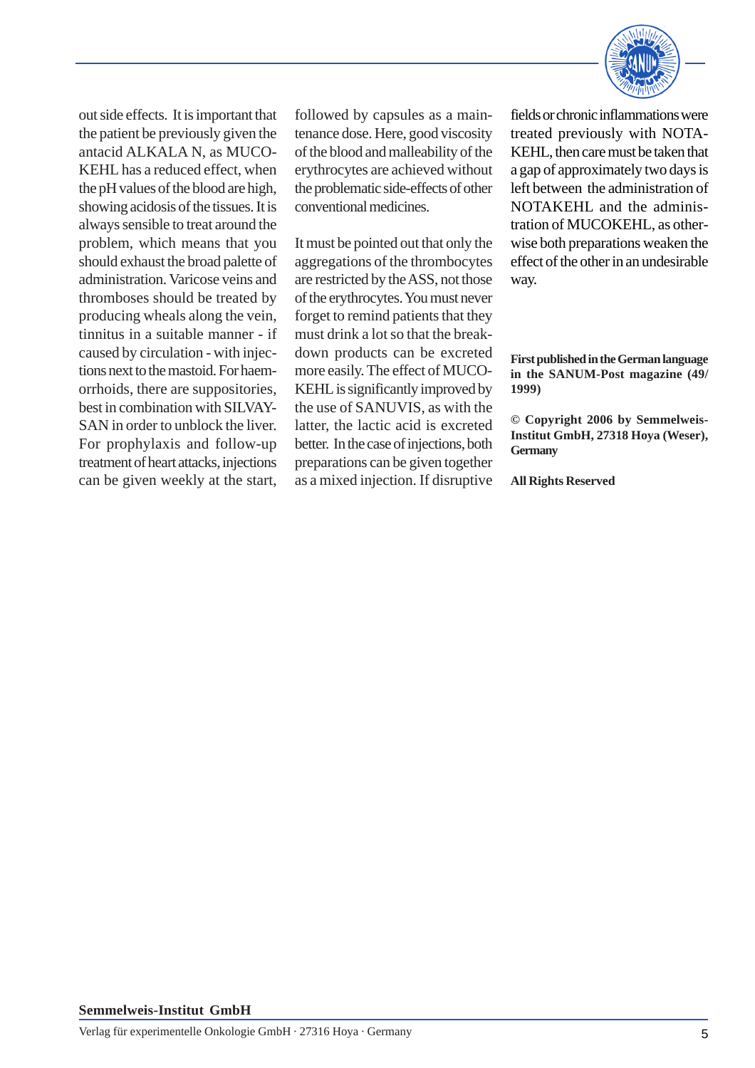out side effects. It is important that the patient be previously given the antacid ALKALA N, as MUCOKEHL has a reduced effect, when the pH values of the blood are high, showing acidosis of the tissues. It is always sensible to treat around the problem, which means that you should exhaust the broad palette of administration. Varicose veins and thromboses should be treated by producing wheals along the vein, tinnitus in a suitable manner - if caused by circulation - with injections next to the mastoid. For haemorrhoids, there are suppositories, best in combination with SILVAYSAN in order to unblock the liver. For prophylaxis and follow-up treatment of heart attacks, injections can be given weekly at the start, followed by capsules as a maintenance dose. Here, good viscosity of the blood and malleability of the erythrocytes are achieved without the problematic side-effects of other conventional medicines.

It must be pointed out that only the aggregations of the thrombocytes are restricted by the ASS, not those of the erythrocytes. You must never forget to remind patients that they must drink a lot so that the breakdown products can be excreted more easily. The effect of MUCOKEHL is significantly improved by the use of SANUVIS, as with the latter, the lactic acid is excreted better. In the case of injections, both preparations can be given together as a mixed injection. If disruptive fields or chronic inflammations were treated previously with NOTAKEHL, then care must be taken that a gap of approximately two days is left between the administration of NOTAKEHL and the administration of MUCOKEHL, as otherwise both preparations weaken the effect of the other in an undesirable way.

**First published in the German language in the SANUM-Post magazine (49/1999)**

**© Copyright 2006 by Semmelweis-Institut GmbH, 27318 Hoya (Weser), Germany**

**All Rights Reserved**